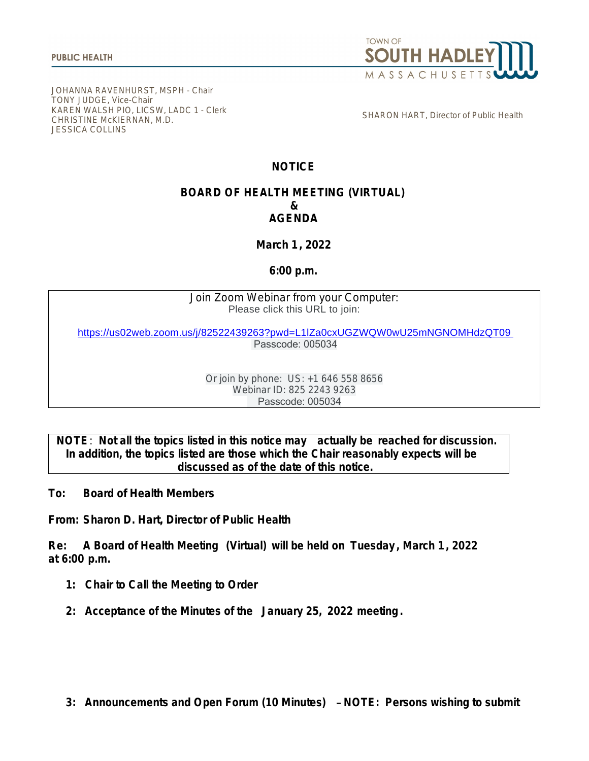PUBLIC HEALTH

TOWN OF SOUTH HADLEY MASSACHUSETTS

JOHANNA RAVENHURST, MSPH - Chair
TONY JUDGE, Vice-Chair
KAREN WALSH PIO, LICSW, LADC 1 - Clerk
CHRISTINE McKIERNAN, M.D.
JESSICA COLLINS

SHARON HART, Director of Public Health

# NOTICE

## BOARD OF HEALTH MEETING (VIRTUAL) & AGENDA

**March 1, 2022**

**6:00 p.m.**

Join Zoom Webinar from your Computer:
Please click this URL to join:

https://us02web.zoom.us/j/82522439263?pwd=L1lZa0cxUGZWQW0wU25mNGNOMHdzQT09
Passcode: 005034

Or join by phone: US: +1 646 558 8656
Webinar ID: 825 2243 9263
Passcode: 005034

**NOTE**: **Not all the topics listed in this notice may actually be reached for discussion. In addition, the topics listed are those which the Chair reasonably expects will be discussed as of the date of this notice.**

**To: Board of Health Members**

**From: Sharon D. Hart, Director of Public Health**

**Re: A Board of Health Meeting (Virtual) will be held on Tuesday, March 1, 2022 at 6:00 p.m.**

1. **Chair to Call the Meeting to Order**
2. **Acceptance of the Minutes of the January 25, 2022 meeting.**
3. **Announcements and Open Forum (10 Minutes) – NOTE: Persons wishing to submit**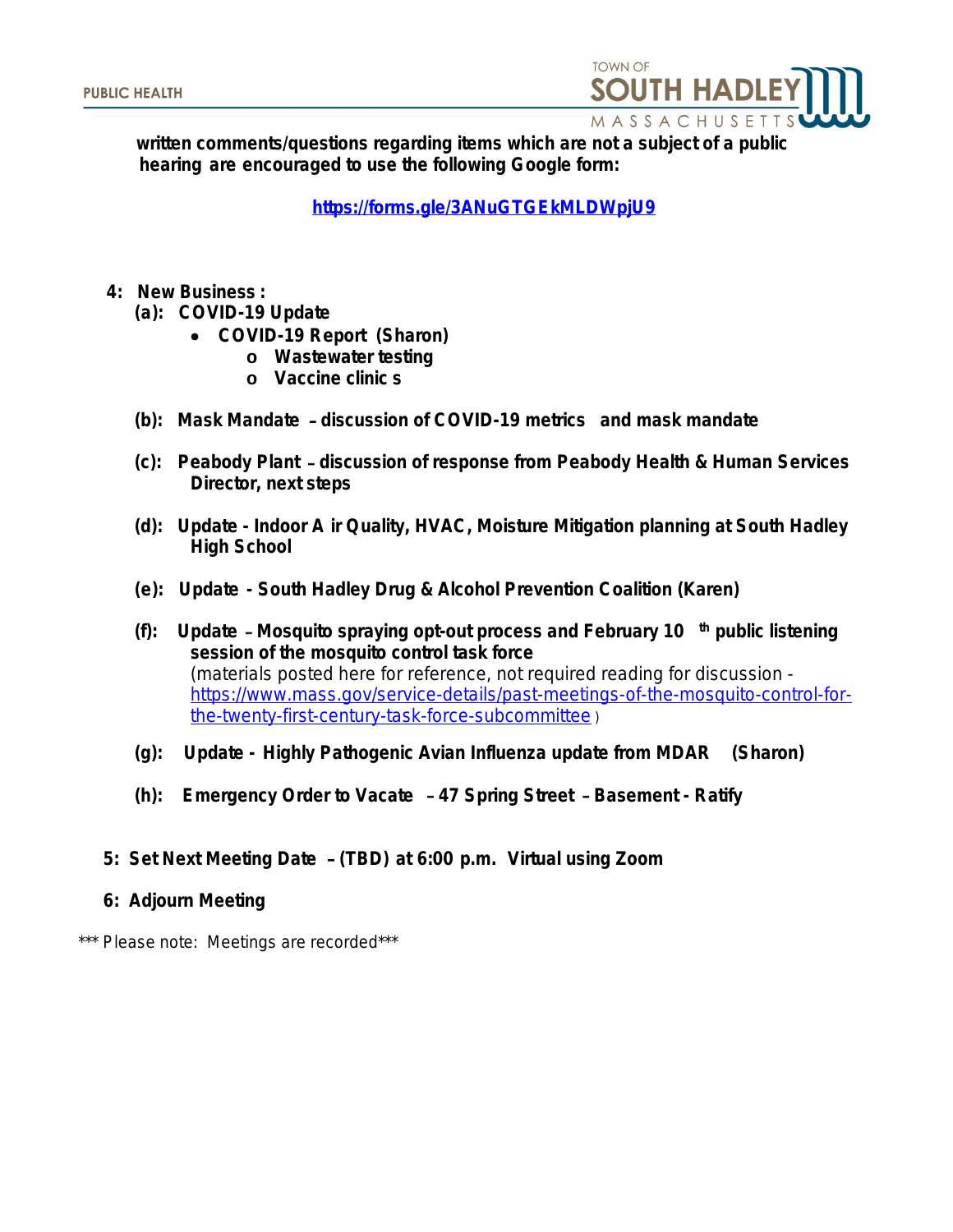**written comments/questions regarding items which are not a subject of a public hearing are encouraged to use the following Google form:**

**https://forms.gle/3ANuGTGEkMLDWpjU9**

**4: New Business :**

**(a): COVID-19 Update**

- **COVID-19 Report (Sharon)**
  - **Wastewater testing**
  - **Vaccine clinic s**

**(b): Mask Mandate – discussion of COVID-19 metrics and mask mandate**

**(c): Peabody Plant – discussion of response from Peabody Health & Human Services Director, next steps**

**(d): Update - Indoor A ir Quality, HVAC, Moisture Mitigation planning at South Hadley High School**

**(e): Update - South Hadley Drug & Alcohol Prevention Coalition (Karen)**

**(f): Update – Mosquito spraying opt-out process and February 10th public listening session of the mosquito control task force**
(materials posted here for reference, not required reading for discussion - https://www.mass.gov/service-details/past-meetings-of-the-mosquito-control-for-the-twenty-first-century-task-force-subcommittee )

**(g): Update - Highly Pathogenic Avian Influenza update from MDAR (Sharon)**

**(h): Emergency Order to Vacate – 47 Spring Street – Basement - Ratify**

**5: Set Next Meeting Date – (TBD) at 6:00 p.m. Virtual using Zoom**

**6: Adjourn Meeting**

*** Please note: Meetings are recorded***